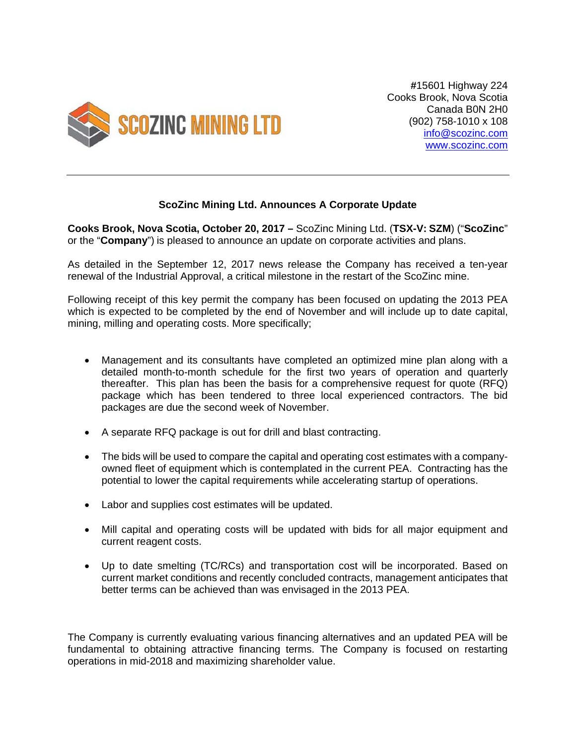SCOZINC MINING LTD

#15601 Highway 224
Cooks Brook, Nova Scotia
Canada B0N 2H0
(902) 758-1010 x 108
info@scozinc.com
www.scozinc.com

---

## ScoZinc Mining Ltd. Announces A Corporate Update

**Cooks Brook, Nova Scotia, October 20, 2017 –** ScoZinc Mining Ltd. (**TSX-V: SZM**) ("**ScoZinc**" or the "**Company**") is pleased to announce an update on corporate activities and plans.

As detailed in the September 12, 2017 news release the Company has received a ten-year renewal of the Industrial Approval, a critical milestone in the restart of the ScoZinc mine.

Following receipt of this key permit the company has been focused on updating the 2013 PEA which is expected to be completed by the end of November and will include up to date capital, mining, milling and operating costs. More specifically;

- Management and its consultants have completed an optimized mine plan along with a detailed month-to-month schedule for the first two years of operation and quarterly thereafter. This plan has been the basis for a comprehensive request for quote (RFQ) package which has been tendered to three local experienced contractors. The bid packages are due the second week of November.
- A separate RFQ package is out for drill and blast contracting.
- The bids will be used to compare the capital and operating cost estimates with a company-owned fleet of equipment which is contemplated in the current PEA. Contracting has the potential to lower the capital requirements while accelerating startup of operations.
- Labor and supplies cost estimates will be updated.
- Mill capital and operating costs will be updated with bids for all major equipment and current reagent costs.
- Up to date smelting (TC/RCs) and transportation cost will be incorporated. Based on current market conditions and recently concluded contracts, management anticipates that better terms can be achieved than was envisaged in the 2013 PEA.

The Company is currently evaluating various financing alternatives and an updated PEA will be fundamental to obtaining attractive financing terms. The Company is focused on restarting operations in mid-2018 and maximizing shareholder value.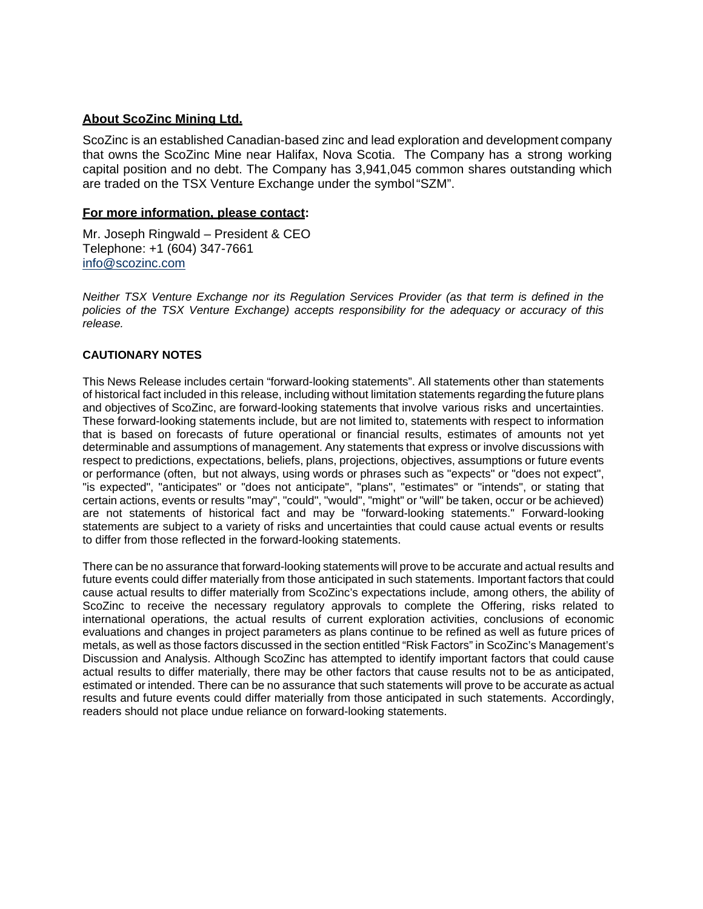## About ScoZinc Mining Ltd.

ScoZinc is an established Canadian-based zinc and lead exploration and development company that owns the ScoZinc Mine near Halifax, Nova Scotia. The Company has a strong working capital position and no debt. The Company has 3,941,045 common shares outstanding which are traded on the TSX Venture Exchange under the symbol "SZM".

## For more information, please contact:

Mr. Joseph Ringwald – President & CEO
Telephone: +1 (604) 347-7661
info@scozinc.com

*Neither TSX Venture Exchange nor its Regulation Services Provider (as that term is defined in the policies of the TSX Venture Exchange) accepts responsibility for the adequacy or accuracy of this release.*

**CAUTIONARY NOTES**

This News Release includes certain "forward-looking statements". All statements other than statements of historical fact included in this release, including without limitation statements regarding the future plans and objectives of ScoZinc, are forward-looking statements that involve various risks and uncertainties. These forward-looking statements include, but are not limited to, statements with respect to information that is based on forecasts of future operational or financial results, estimates of amounts not yet determinable and assumptions of management. Any statements that express or involve discussions with respect to predictions, expectations, beliefs, plans, projections, objectives, assumptions or future events or performance (often, but not always, using words or phrases such as "expects" or "does not expect", "is expected", "anticipates" or "does not anticipate", "plans", "estimates" or "intends", or stating that certain actions, events or results "may", "could", "would", "might" or "will" be taken, occur or be achieved) are not statements of historical fact and may be "forward-looking statements." Forward-looking statements are subject to a variety of risks and uncertainties that could cause actual events or results to differ from those reflected in the forward-looking statements.

There can be no assurance that forward-looking statements will prove to be accurate and actual results and future events could differ materially from those anticipated in such statements. Important factors that could cause actual results to differ materially from ScoZinc's expectations include, among others, the ability of ScoZinc to receive the necessary regulatory approvals to complete the Offering, risks related to international operations, the actual results of current exploration activities, conclusions of economic evaluations and changes in project parameters as plans continue to be refined as well as future prices of metals, as well as those factors discussed in the section entitled "Risk Factors" in ScoZinc's Management's Discussion and Analysis. Although ScoZinc has attempted to identify important factors that could cause actual results to differ materially, there may be other factors that cause results not to be as anticipated, estimated or intended. There can be no assurance that such statements will prove to be accurate as actual results and future events could differ materially from those anticipated in such statements. Accordingly, readers should not place undue reliance on forward-looking statements.